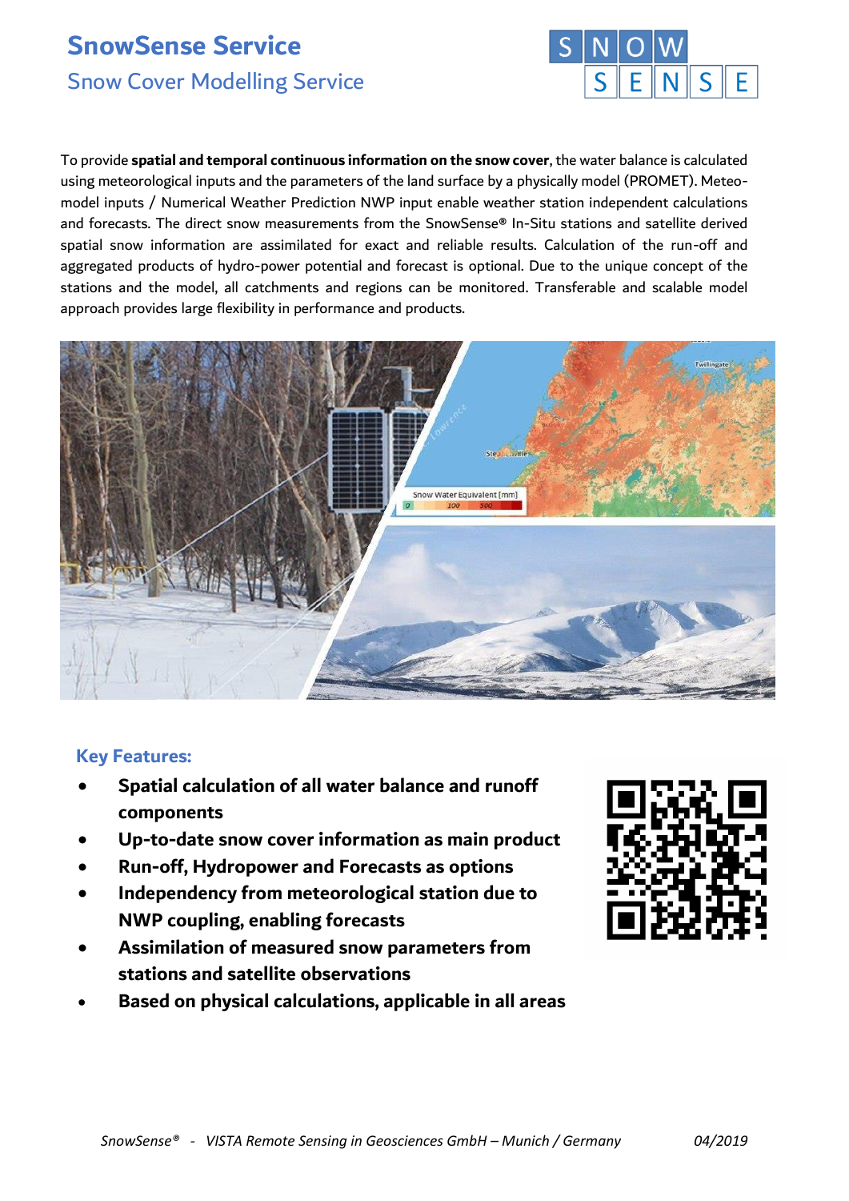# SnowSense Service

## Snow Cover Modelling Service

To provide **spatial and temporal continuous information on the snow cover**, the water balance is calculated using meteorological inputs and the parameters of the land surface by a physically model (PROMET). Meteo-model inputs / Numerical Weather Prediction NWP input enable weather station independent calculations and forecasts. The direct snow measurements from the SnowSense® In-Situ stations and satellite derived spatial snow information are assimilated for exact and reliable results. Calculation of the run-off and aggregated products of hydro-power potential and forecast is optional. Due to the unique concept of the stations and the model, all catchments and regions can be monitored. Transferable and scalable model approach provides large flexibility in performance and products.

### Key Features:

- **Spatial calculation of all water balance and runoff components**
- **Up-to-date snow cover information as main product**
- **Run-off, Hydropower and Forecasts as options**
- **Independency from meteorological station due to NWP coupling, enabling forecasts**
- **Assimilation of measured snow parameters from stations and satellite observations**
- **Based on physical calculations, applicable in all areas**

*SnowSense® - VISTA Remote Sensing in Geosciences GmbH – Munich / Germany* *04/2019*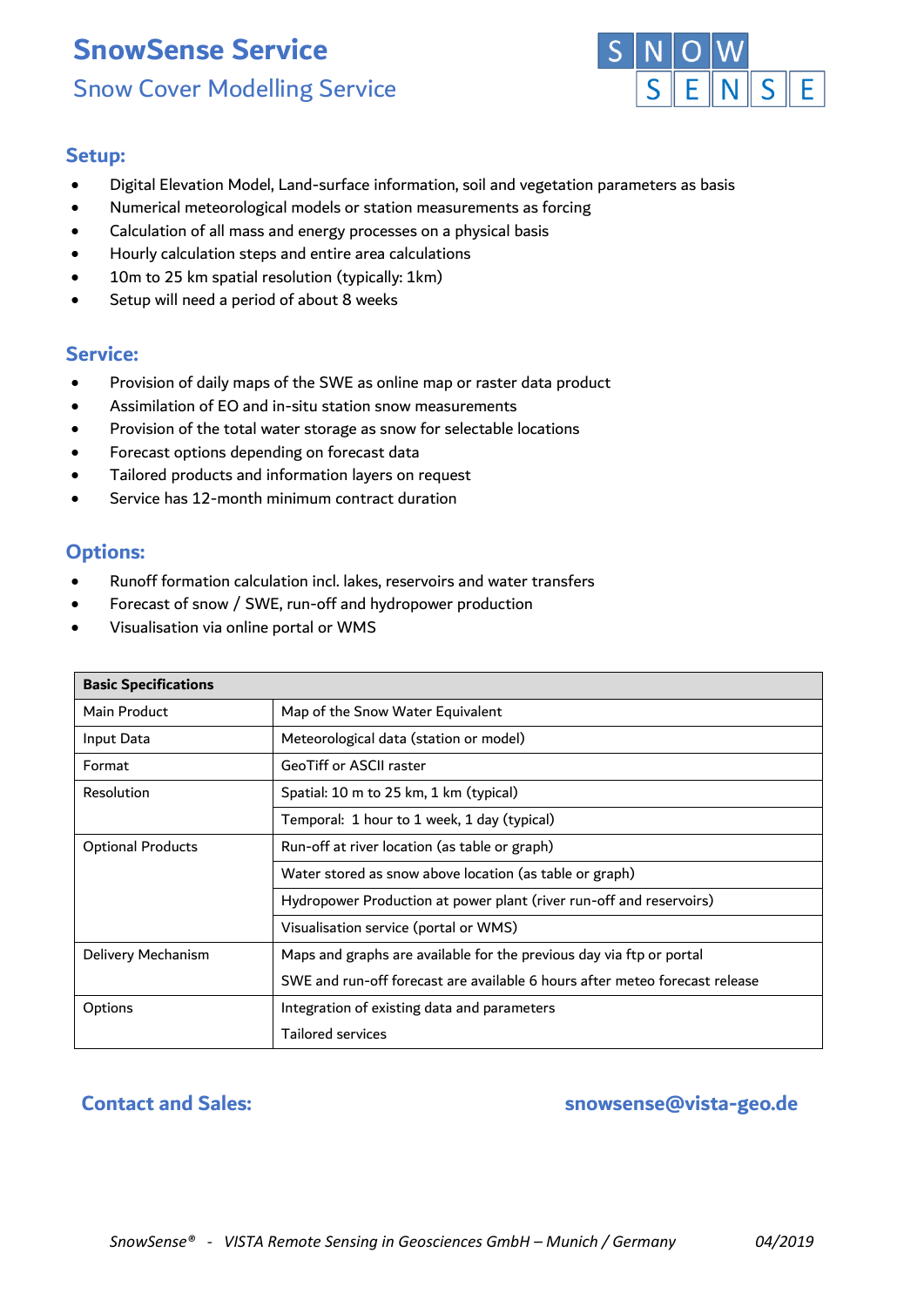# SnowSense Service

## Snow Cover Modelling Service

SNOW SENSE

### Setup:

- Digital Elevation Model, Land-surface information, soil and vegetation parameters as basis
- Numerical meteorological models or station measurements as forcing
- Calculation of all mass and energy processes on a physical basis
- Hourly calculation steps and entire area calculations
- 10m to 25 km spatial resolution (typically: 1km)
- Setup will need a period of about 8 weeks

### Service:

- Provision of daily maps of the SWE as online map or raster data product
- Assimilation of EO and in-situ station snow measurements
- Provision of the total water storage as snow for selectable locations
- Forecast options depending on forecast data
- Tailored products and information layers on request
- Service has 12-month minimum contract duration

### Options:

- Runoff formation calculation incl. lakes, reservoirs and water transfers
- Forecast of snow / SWE, run-off and hydropower production
- Visualisation via online portal or WMS

| **Basic Specifications** | |
|---|---|
| Main Product | Map of the Snow Water Equivalent |
| Input Data | Meteorological data (station or model) |
| Format | GeoTiff or ASCII raster |
| Resolution | Spatial: 10 m to 25 km, 1 km (typical) |
| | Temporal: 1 hour to 1 week, 1 day (typical) |
| Optional Products | Run-off at river location (as table or graph) |
| | Water stored as snow above location (as table or graph) |
| | Hydropower Production at power plant (river run-off and reservoirs) |
| | Visualisation service (portal or WMS) |
| Delivery Mechanism | Maps and graphs are available for the previous day via ftp or portal<br>SWE and run-off forecast are available 6 hours after meteo forecast release |
| Options | Integration of existing data and parameters<br>Tailored services |

### Contact and Sales: snowsense@vista-geo.de

*SnowSense® - VISTA Remote Sensing in Geosciences GmbH – Munich / Germany* *04/2019*